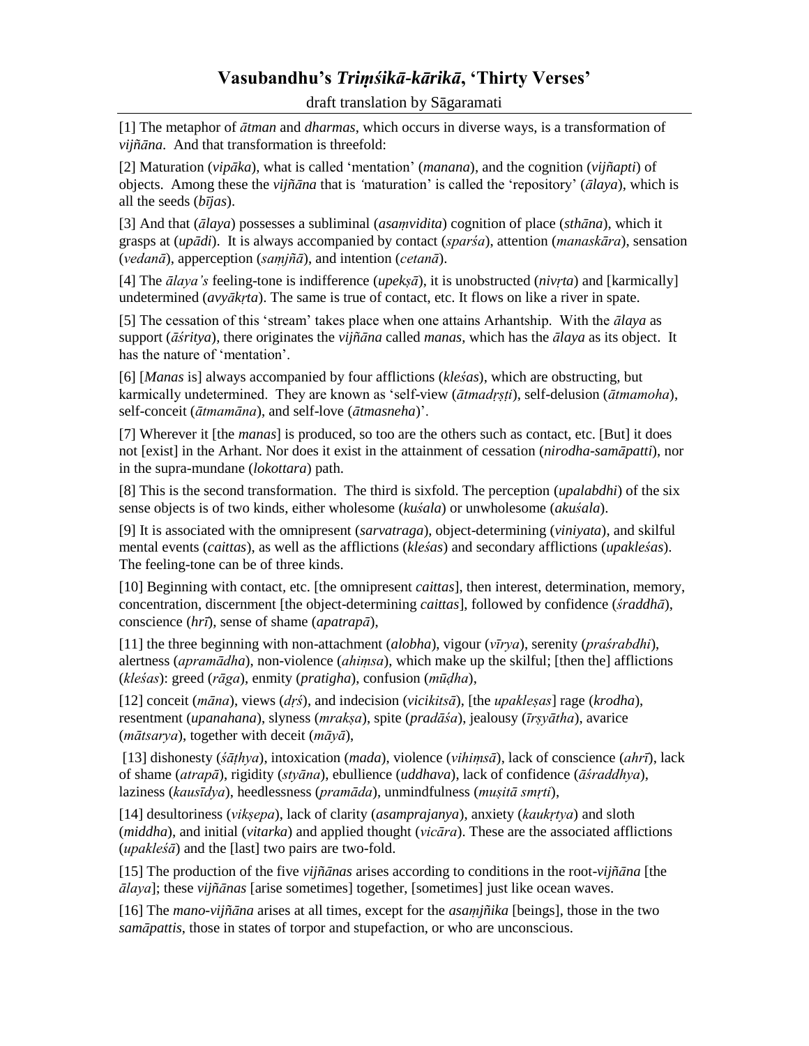# Vasubandhu's *Triṃśikā-kārikā*, 'Thirty Verses'

draft translation by Sāgaramati

---

[1] The metaphor of *ātman* and *dharmas*, which occurs in diverse ways, is a transformation of *vijñāna*. And that transformation is threefold:

[2] Maturation (*vipāka*), what is called 'mentation' (*manana*), and the cognition (*vijñapti*) of objects. Among these the *vijñāna* that is 'maturation' is called the 'repository' (*ālaya*), which is all the seeds (*bījas*).

[3] And that (*ālaya*) possesses a subliminal (*asaṃvidita*) cognition of place (*sthāna*), which it grasps at (*upādi*). It is always accompanied by contact (*sparśa*), attention (*manaskāra*), sensation (*vedanā*), apperception (*saṃjñā*), and intention (*cetanā*).

[4] The *ālaya's* feeling-tone is indifference (*upekṣā*), it is unobstructed (*nivṛta*) and [karmically] undetermined (*avyākṛta*). The same is true of contact, etc. It flows on like a river in spate.

[5] The cessation of this 'stream' takes place when one attains Arhantship. With the *ālaya* as support (*āśritya*), there originates the *vijñāna* called *manas*, which has the *ālaya* as its object. It has the nature of 'mentation'.

[6] [*Manas* is] always accompanied by four afflictions (*kleśas*), which are obstructing, but karmically undetermined. They are known as 'self-view (*ātmadṛṣṭi*), self-delusion (*ātmamoha*), self-conceit (*ātmamāna*), and self-love (*ātmasneha*)'.

[7] Wherever it [the *manas*] is produced, so too are the others such as contact, etc. [But] it does not [exist] in the Arhant. Nor does it exist in the attainment of cessation (*nirodha-samāpatti*), nor in the supra-mundane (*lokottara*) path.

[8] This is the second transformation. The third is sixfold. The perception (*upalabdhi*) of the six sense objects is of two kinds, either wholesome (*kuśala*) or unwholesome (*akuśala*).

[9] It is associated with the omnipresent (*sarvatraga*), object-determining (*viniyata*), and skilful mental events (*caittas*), as well as the afflictions (*kleśas*) and secondary afflictions (*upakleśas*). The feeling-tone can be of three kinds.

[10] Beginning with contact, etc. [the omnipresent *caittas*], then interest, determination, memory, concentration, discernment [the object-determining *caittas*], followed by confidence (*śraddhā*), conscience (*hrī*), sense of shame (*apatrapā*),

[11] the three beginning with non-attachment (*alobha*), vigour (*vīrya*), serenity (*praśrabdhi*), alertness (*apramādha*), non-violence (*ahiṃsa*), which make up the skilful; [then the] afflictions (*kleśas*): greed (*rāga*), enmity (*pratigha*), confusion (*mūḍha*),

[12] conceit (*māna*), views (*dṛś*), and indecision (*vicikitsā*), [the *upakleṣas*] rage (*krodha*), resentment (*upanahana*), slyness (*mrakṣa*), spite (*pradāśa*), jealousy (*īrṣyātha*), avarice (*mātsarya*), together with deceit (*māyā*),

[13] dishonesty (*śāṭhya*), intoxication (*mada*), violence (*vihiṃsā*), lack of conscience (*ahrī*), lack of shame (*atrapā*), rigidity (*styāna*), ebullience (*uddhava*), lack of confidence (*āśraddhya*), laziness (*kausīdya*), heedlessness (*pramāda*), unmindfulness (*muṣitā smṛti*),

[14] desultoriness (*vikṣepa*), lack of clarity (*asamprajanya*), anxiety (*kaukṛtya*) and sloth (*middha*), and initial (*vitarka*) and applied thought (*vicāra*). These are the associated afflictions (*upakleśā*) and the [last] two pairs are two-fold.

[15] The production of the five *vijñānas* arises according to conditions in the root-*vijñāna* [the *ālaya*]; these *vijñānas* [arise sometimes] together, [sometimes] just like ocean waves.

[16] The *mano-vijñāna* arises at all times, except for the *asaṃjñika* [beings], those in the two *samāpattis*, those in states of torpor and stupefaction, or who are unconscious.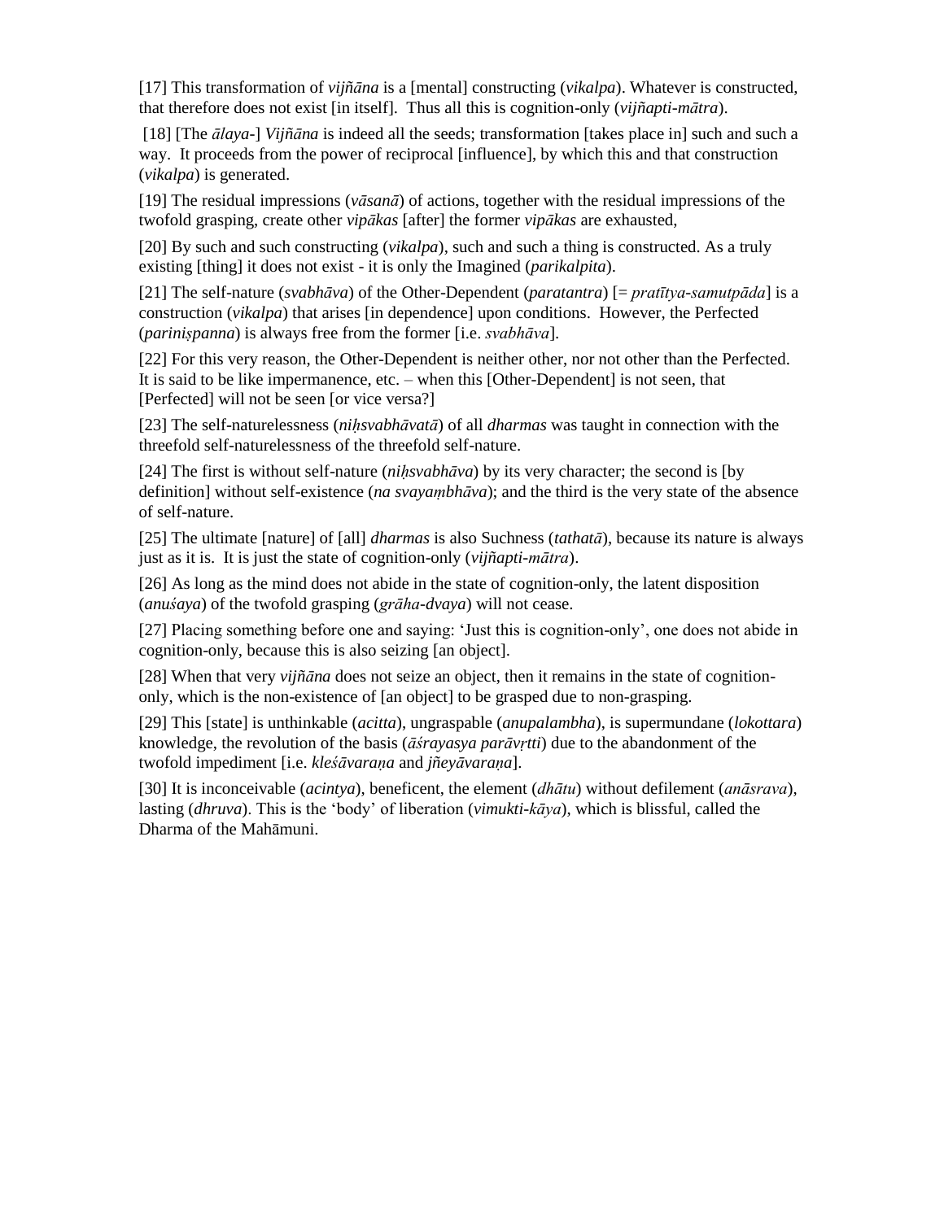[17] This transformation of *vijñāna* is a [mental] constructing (*vikalpa*). Whatever is constructed, that therefore does not exist [in itself]. Thus all this is cognition-only (*vijñapti-mātra*).

[18] [The *ālaya*-] *Vijñāna* is indeed all the seeds; transformation [takes place in] such and such a way. It proceeds from the power of reciprocal [influence], by which this and that construction (*vikalpa*) is generated.

[19] The residual impressions (*vāsanā*) of actions, together with the residual impressions of the twofold grasping, create other *vipākas* [after] the former *vipākas* are exhausted,

[20] By such and such constructing (*vikalpa*), such and such a thing is constructed. As a truly existing [thing] it does not exist - it is only the Imagined (*parikalpita*).

[21] The self-nature (*svabhāva*) of the Other-Dependent (*paratantra*) [= *pratītya-samutpāda*] is a construction (*vikalpa*) that arises [in dependence] upon conditions. However, the Perfected (*pariniṣpanna*) is always free from the former [i.e. *svabhāva*].

[22] For this very reason, the Other-Dependent is neither other, nor not other than the Perfected. It is said to be like impermanence, etc. – when this [Other-Dependent] is not seen, that [Perfected] will not be seen [or vice versa?]

[23] The self-naturelessness (*niḥsvabhāvatā*) of all *dharmas* was taught in connection with the threefold self-naturelessness of the threefold self-nature.

[24] The first is without self-nature (*niḥsvabhāva*) by its very character; the second is [by definition] without self-existence (*na svayaṃbhāva*); and the third is the very state of the absence of self-nature.

[25] The ultimate [nature] of [all] *dharmas* is also Suchness (*tathatā*), because its nature is always just as it is. It is just the state of cognition-only (*vijñapti-mātra*).

[26] As long as the mind does not abide in the state of cognition-only, the latent disposition (*anuśaya*) of the twofold grasping (*grāha-dvaya*) will not cease.

[27] Placing something before one and saying: 'Just this is cognition-only', one does not abide in cognition-only, because this is also seizing [an object].

[28] When that very *vijñāna* does not seize an object, then it remains in the state of cognition-only, which is the non-existence of [an object] to be grasped due to non-grasping.

[29] This [state] is unthinkable (*acitta*), ungraspable (*anupalambha*), is supermundane (*lokottara*) knowledge, the revolution of the basis (*āśrayasya parāvṛtti*) due to the abandonment of the twofold impediment [i.e. *kleśāvaraṇa* and *jñeyāvaraṇa*].

[30] It is inconceivable (*acintya*), beneficent, the element (*dhātu*) without defilement (*anāsrava*), lasting (*dhruva*). This is the 'body' of liberation (*vimukti-kāya*), which is blissful, called the Dharma of the Mahāmuni.